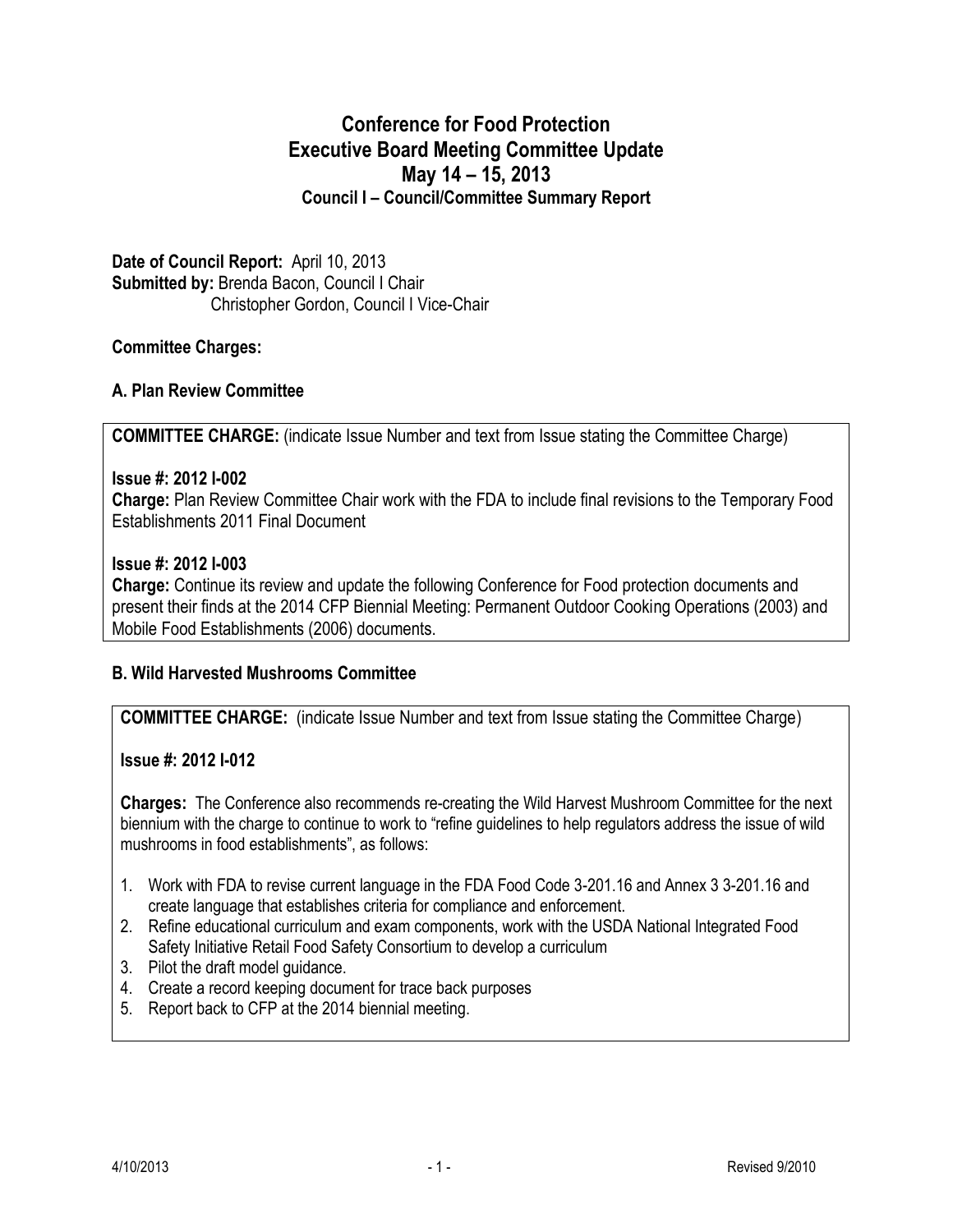# Conference for Food Protection
# Executive Board Meeting Committee Update
# May 14 – 15, 2013
## Council I – Council/Committee Summary Report

**Date of Council Report:** April 10, 2013
**Submitted by:** Brenda Bacon, Council I Chair
Christopher Gordon, Council I Vice-Chair

**Committee Charges:**

### A. Plan Review Committee

**COMMITTEE CHARGE:** (indicate Issue Number and text from Issue stating the Committee Charge)

**Issue #: 2012 I-002**
**Charge:** Plan Review Committee Chair work with the FDA to include final revisions to the Temporary Food Establishments 2011 Final Document

**Issue #: 2012 I-003**
**Charge:** Continue its review and update the following Conference for Food protection documents and present their finds at the 2014 CFP Biennial Meeting: Permanent Outdoor Cooking Operations (2003) and Mobile Food Establishments (2006) documents.

### B. Wild Harvested Mushrooms Committee

**COMMITTEE CHARGE:** (indicate Issue Number and text from Issue stating the Committee Charge)

**Issue #: 2012 I-012**

**Charges:** The Conference also recommends re-creating the Wild Harvest Mushroom Committee for the next biennium with the charge to continue to work to "refine guidelines to help regulators address the issue of wild mushrooms in food establishments", as follows:

1. Work with FDA to revise current language in the FDA Food Code 3-201.16 and Annex 3 3-201.16 and create language that establishes criteria for compliance and enforcement.
2. Refine educational curriculum and exam components, work with the USDA National Integrated Food Safety Initiative Retail Food Safety Consortium to develop a curriculum
3. Pilot the draft model guidance.
4. Create a record keeping document for trace back purposes
5. Report back to CFP at the 2014 biennial meeting.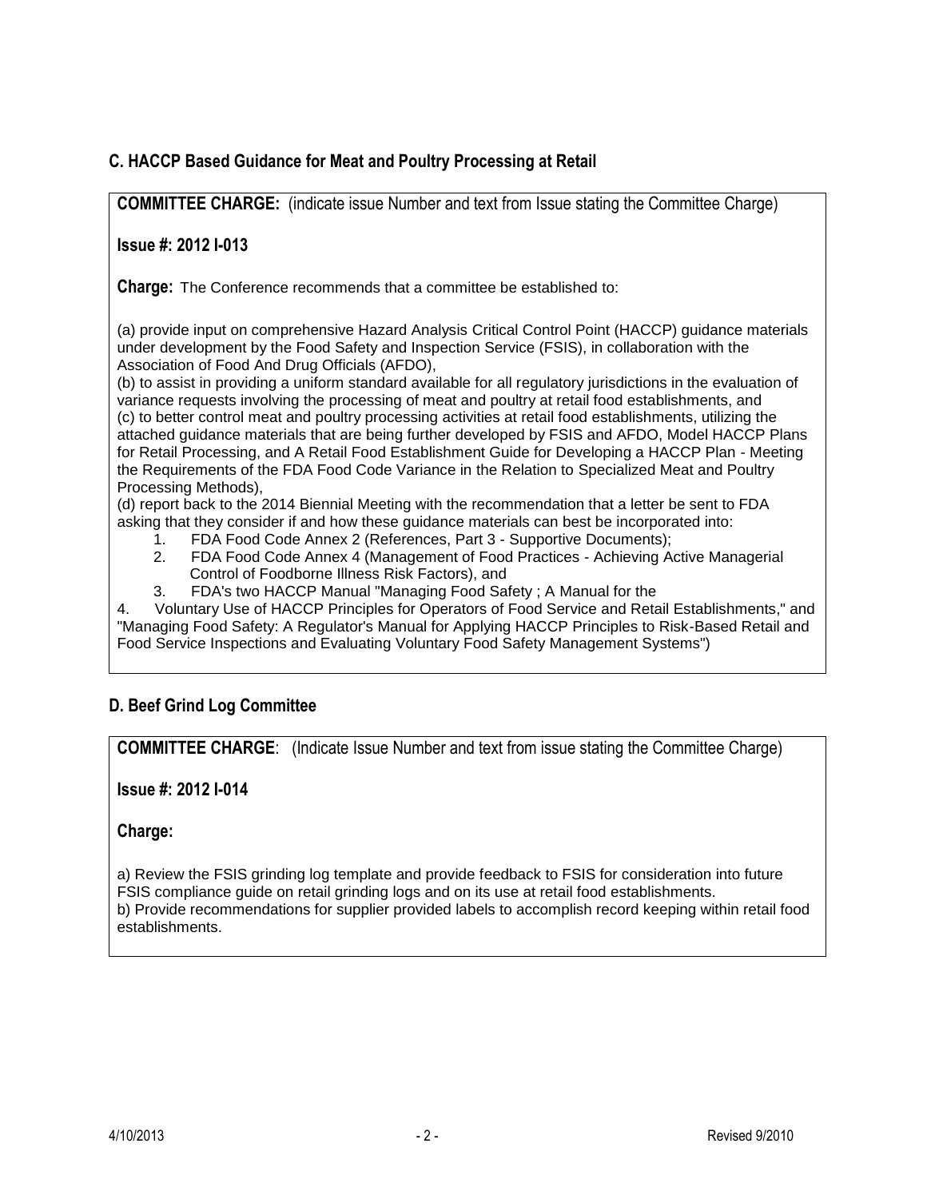## C. HACCP Based Guidance for Meat and Poultry Processing at Retail

**COMMITTEE CHARGE:** (indicate issue Number and text from Issue stating the Committee Charge)

**Issue #: 2012 I-013**

**Charge:** The Conference recommends that a committee be established to:

(a) provide input on comprehensive Hazard Analysis Critical Control Point (HACCP) guidance materials under development by the Food Safety and Inspection Service (FSIS), in collaboration with the Association of Food And Drug Officials (AFDO),
(b) to assist in providing a uniform standard available for all regulatory jurisdictions in the evaluation of variance requests involving the processing of meat and poultry at retail food establishments, and
(c) to better control meat and poultry processing activities at retail food establishments, utilizing the attached guidance materials that are being further developed by FSIS and AFDO, Model HACCP Plans for Retail Processing, and A Retail Food Establishment Guide for Developing a HACCP Plan - Meeting the Requirements of the FDA Food Code Variance in the Relation to Specialized Meat and Poultry Processing Methods),
(d) report back to the 2014 Biennial Meeting with the recommendation that a letter be sent to FDA asking that they consider if and how these guidance materials can best be incorporated into:

1. FDA Food Code Annex 2 (References, Part 3 - Supportive Documents);
2. FDA Food Code Annex 4 (Management of Food Practices - Achieving Active Managerial Control of Foodborne Illness Risk Factors), and
3. FDA's two HACCP Manual "Managing Food Safety ; A Manual for the
4. Voluntary Use of HACCP Principles for Operators of Food Service and Retail Establishments," and "Managing Food Safety: A Regulator's Manual for Applying HACCP Principles to Risk-Based Retail and Food Service Inspections and Evaluating Voluntary Food Safety Management Systems")

## D. Beef Grind Log Committee

**COMMITTEE CHARGE**: (Indicate Issue Number and text from issue stating the Committee Charge)

**Issue #: 2012 I-014**

**Charge:**

a) Review the FSIS grinding log template and provide feedback to FSIS for consideration into future FSIS compliance guide on retail grinding logs and on its use at retail food establishments.
b) Provide recommendations for supplier provided labels to accomplish record keeping within retail food establishments.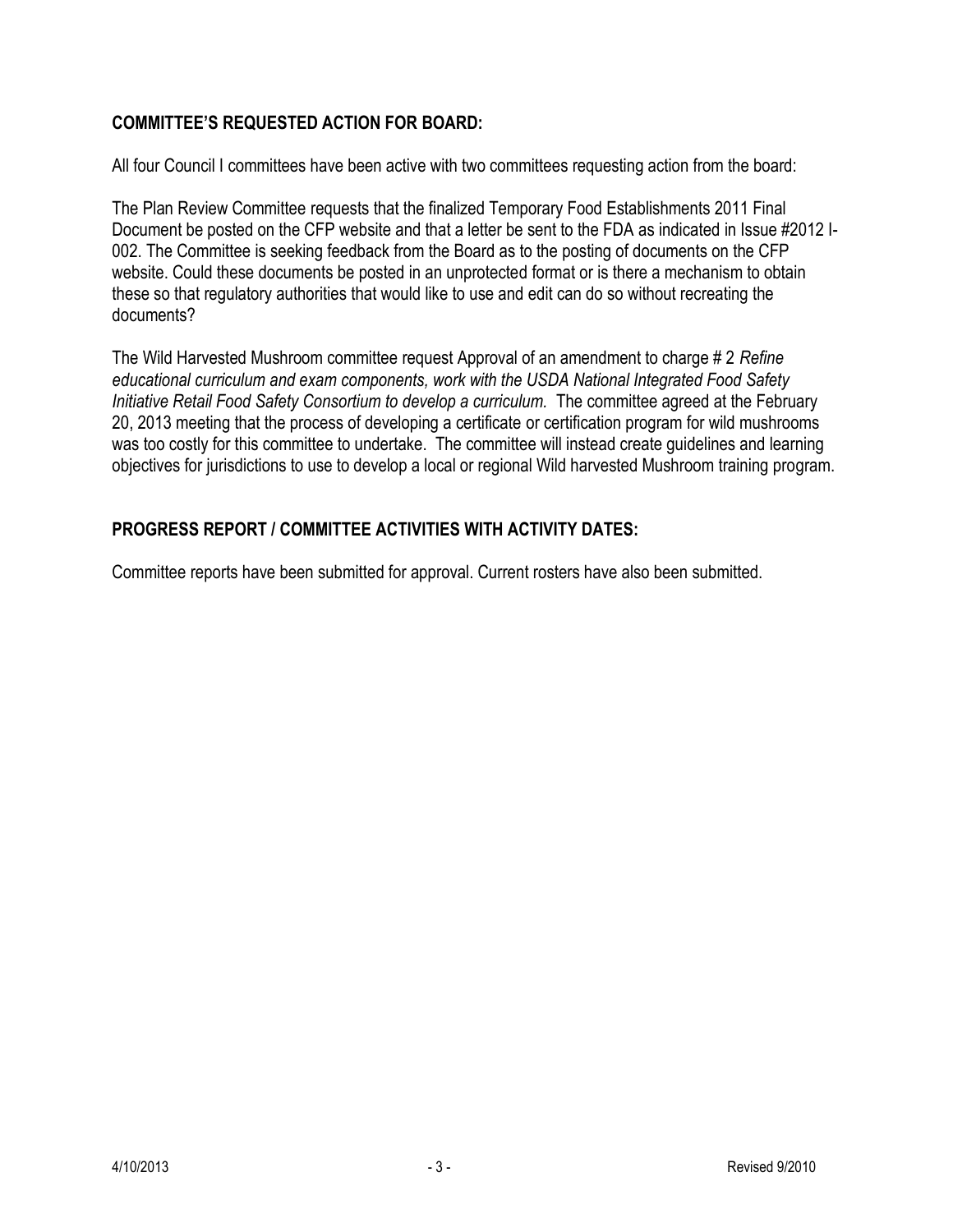**COMMITTEE'S REQUESTED ACTION FOR BOARD:**

All four Council I committees have been active with two committees requesting action from the board:

The Plan Review Committee requests that the finalized Temporary Food Establishments 2011 Final Document be posted on the CFP website and that a letter be sent to the FDA as indicated in Issue #2012 I-002. The Committee is seeking feedback from the Board as to the posting of documents on the CFP website. Could these documents be posted in an unprotected format or is there a mechanism to obtain these so that regulatory authorities that would like to use and edit can do so without recreating the documents?

The Wild Harvested Mushroom committee request Approval of an amendment to charge # 2 *Refine educational curriculum and exam components, work with the USDA National Integrated Food Safety Initiative Retail Food Safety Consortium to develop a curriculum.* The committee agreed at the February 20, 2013 meeting that the process of developing a certificate or certification program for wild mushrooms was too costly for this committee to undertake. The committee will instead create guidelines and learning objectives for jurisdictions to use to develop a local or regional Wild harvested Mushroom training program.

**PROGRESS REPORT / COMMITTEE ACTIVITIES WITH ACTIVITY DATES:**

Committee reports have been submitted for approval. Current rosters have also been submitted.